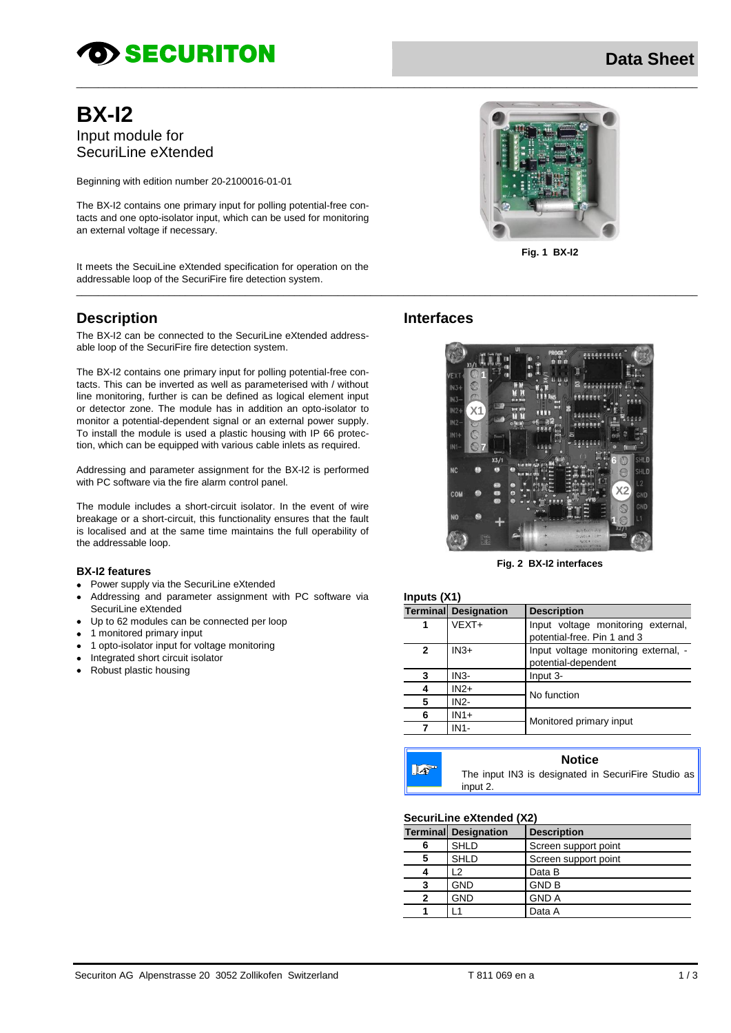# BX-I2

Input module for
SecuriLine eXtended

Beginning with edition number 20-2100016-01-01

The BX-I2 contains one primary input for polling potential-free contacts and one opto-isolator input, which can be used for monitoring an external voltage if necessary.

It meets the SecuiLine eXtended specification for operation on the addressable loop of the SecuriFire fire detection system.

Fig. 1 BX-I2

## Description

The BX-I2 can be connected to the SecuriLine eXtended addressable loop of the SecuriFire fire detection system.

The BX-I2 contains one primary input for polling potential-free contacts. This can be inverted as well as parameterised with / without line monitoring, further is can be defined as logical element input or detector zone. The module has in addition an opto-isolator to monitor a potential-dependent signal or an external power supply. To install the module is used a plastic housing with IP 66 protection, which can be equipped with various cable inlets as required.

Addressing and parameter assignment for the BX-I2 is performed with PC software via the fire alarm control panel.

The module includes a short-circuit isolator. In the event of wire breakage or a short-circuit, this functionality ensures that the fault is localised and at the same time maintains the full operability of the addressable loop.

### BX-I2 features

- Power supply via the SecuriLine eXtended
- Addressing and parameter assignment with PC software via SecuriLine eXtended
- Up to 62 modules can be connected per loop
- 1 monitored primary input
- 1 opto-isolator input for voltage monitoring
- Integrated short circuit isolator
- Robust plastic housing

## Interfaces

Fig. 2 BX-I2 interfaces

### Inputs (X1)

| Terminal | Designation | Description |
|---|---|---|
| 1 | VEXT+ | Input voltage monitoring external, potential-free. Pin 1 and 3 |
| 2 | IN3+ | Input voltage monitoring external, -potential-dependent |
| 3 | IN3- | Input 3- |
| 4 | IN2+ | No function |
| 5 | IN2- | |
| 6 | IN1+ | Monitored primary input |
| 7 | IN1- | |

**Notice**

The input IN3 is designated in SecuriFire Studio as input 2.

### SecuriLine eXtended (X2)

| Terminal | Designation | Description |
|---|---|---|
| 6 | SHLD | Screen support point |
| 5 | SHLD | Screen support point |
| 4 | L2 | Data B |
| 3 | GND | GND B |
| 2 | GND | GND A |
| 1 | L1 | Data A |

Securiton AG Alpenstrasse 20 3052 Zollikofen Switzerland T 811 069 en a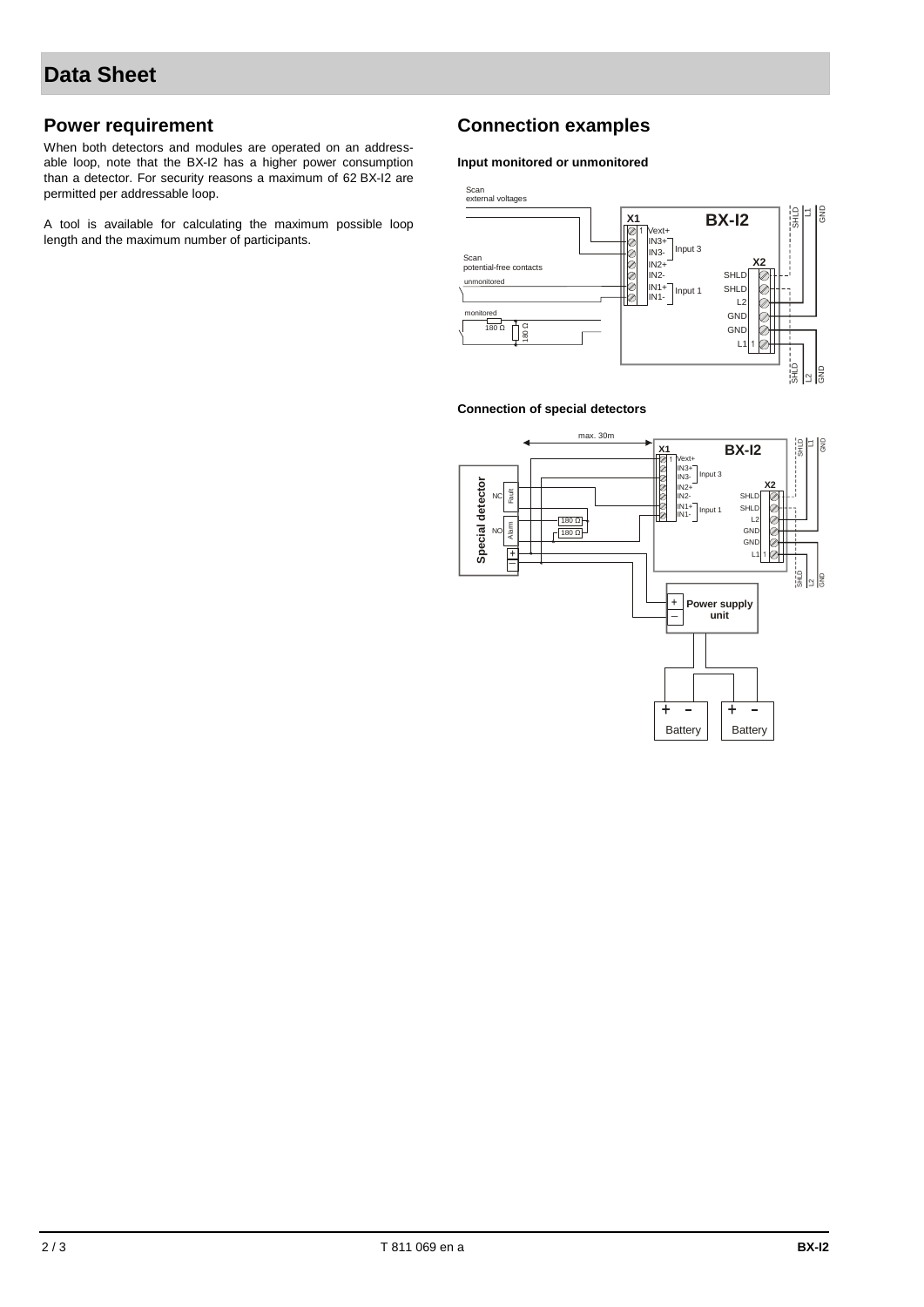# Data Sheet

## Power requirement

When both detectors and modules are operated on an addressable loop, note that the BX-I2 has a higher power consumption than a detector. For security reasons a maximum of 62 BX-I2 are permitted per addressable loop.

A tool is available for calculating the maximum possible loop length and the maximum number of participants.

## Connection examples

**Input monitored or unmonitored**

Scan external voltages

Scan potential-free contacts

unmonitored

monitored

180 Ω

180 Ω

BX-I2

X1

1 Vext+

IN3+

IN3-

Input 3

IN2+

IN2-

IN1+

IN1-

Input 1

X2

SHLD

SHLD

L2

GND

GND

L1 1

SHLD L1 GND

SHLD L2 GND

**Connection of special detectors**

max. 30m

Special detector

NC Fault

NO Alarm

+

–

180 Ω

180 Ω

BX-I2

X1

1 Vext+

IN3+

IN3-

Input 3

IN2+

IN2-

IN1+

IN1-

Input 1

X2

SHLD

SHLD

L2

GND

GND

L1 1

SHLD L1 GND

SHLD L2 GND

+ – Power supply unit

+ – Battery

+ – Battery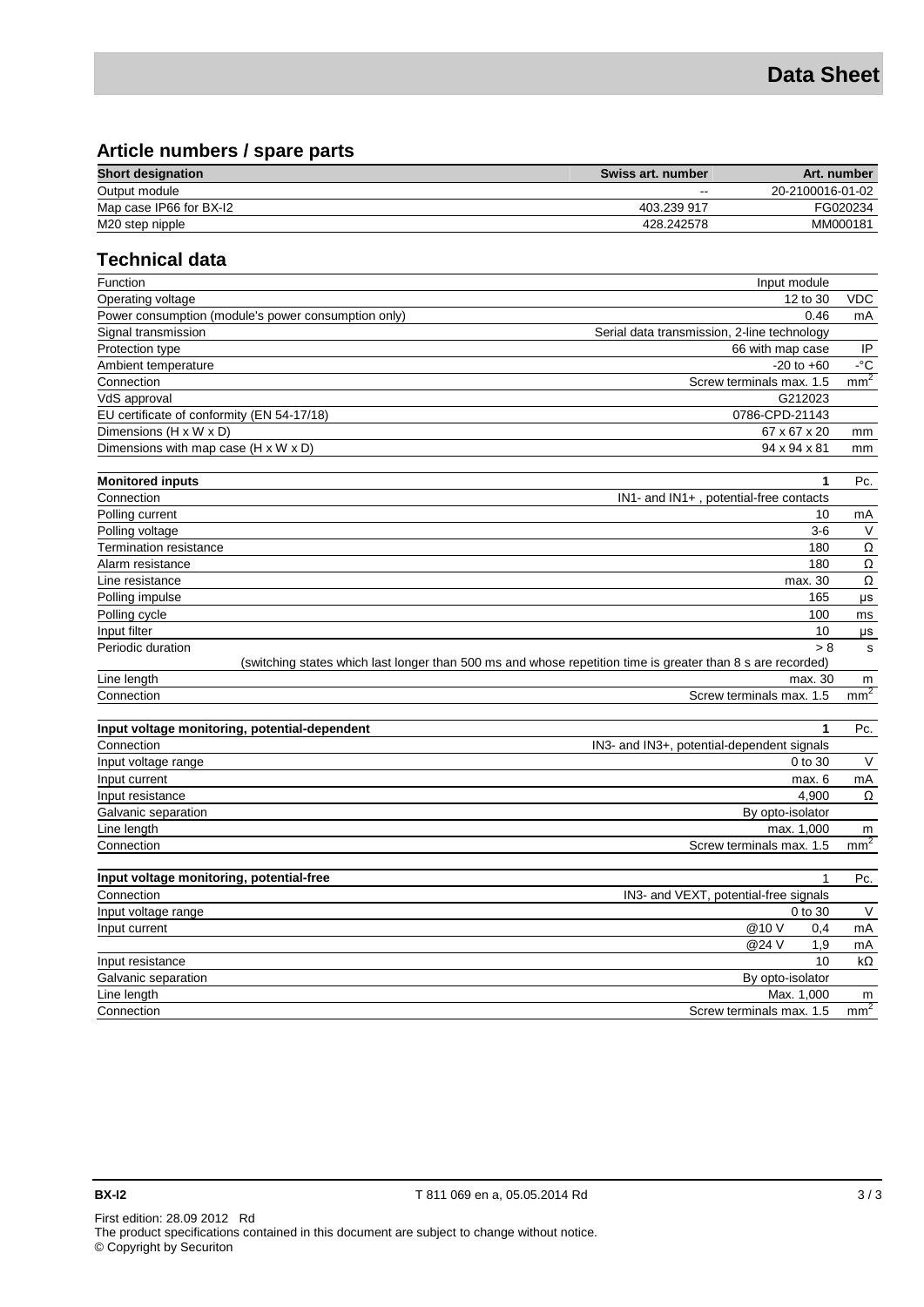## Article numbers / spare parts

| Short designation | Swiss art. number | Art. number |
|---|---|---|
| Output module | -- | 20-2100016-01-02 |
| Map case IP66 for BX-I2 | 403.239 917 | FG020234 |
| M20 step nipple | 428.242578 | MM000181 |

## Technical data

| | | |
|---|---|---|
| Function | Input module | |
| Operating voltage | 12 to 30 | VDC |
| Power consumption (module's power consumption only) | 0.46 | mA |
| Signal transmission | Serial data transmission, 2-line technology | |
| Protection type | 66 with map case | IP |
| Ambient temperature | -20 to +60 | -°C |
| Connection | Screw terminals max. 1.5 | $mm^2$ |
| VdS approval | G212023 | |
| EU certificate of conformity (EN 54-17/18) | 0786-CPD-21143 | |
| Dimensions (H x W x D) | 67 x 67 x 20 | mm |
| Dimensions with map case (H x W x D) | 94 x 94 x 81 | mm |

| **Monitored inputs** | **1** | Pc. |
|---|---|---|
| Connection | IN1- and IN1+ , potential-free contacts | |
| Polling current | 10 | mA |
| Polling voltage | 3-6 | V |
| Termination resistance | 180 | Ω |
| Alarm resistance | 180 | Ω |
| Line resistance | max. 30 | Ω |
| Polling impulse | 165 | µs |
| Polling cycle | 100 | ms |
| Input filter | 10 | µs |
| Periodic duration | > 8 | s |
| (switching states which last longer than 500 ms and whose repetition time is greater than 8 s are recorded) | | |
| Line length | max. 30 | m |
| Connection | Screw terminals max. 1.5 | $mm^2$ |

| **Input voltage monitoring, potential-dependent** | **1** | Pc. |
|---|---|---|
| Connection | IN3- and IN3+, potential-dependent signals | |
| Input voltage range | 0 to 30 | V |
| Input current | max. 6 | mA |
| Input resistance | 4,900 | Ω |
| Galvanic separation | By opto-isolator | |
| Line length | max. 1,000 | m |
| Connection | Screw terminals max. 1.5 | $mm^2$ |

| **Input voltage monitoring, potential-free** | 1 | Pc. |
|---|---|---|
| Connection | IN3- and VEXT, potential-free signals | |
| Input voltage range | 0 to 30 | V |
| Input current | @10 V 0,4 | mA |
| | @24 V 1,9 | mA |
| Input resistance | 10 | kΩ |
| Galvanic separation | By opto-isolator | |
| Line length | Max. 1,000 | m |
| Connection | Screw terminals max. 1.5 | $mm^2$ |

First edition: 28.09 2012 Rd
The product specifications contained in this document are subject to change without notice.
© Copyright by Securiton